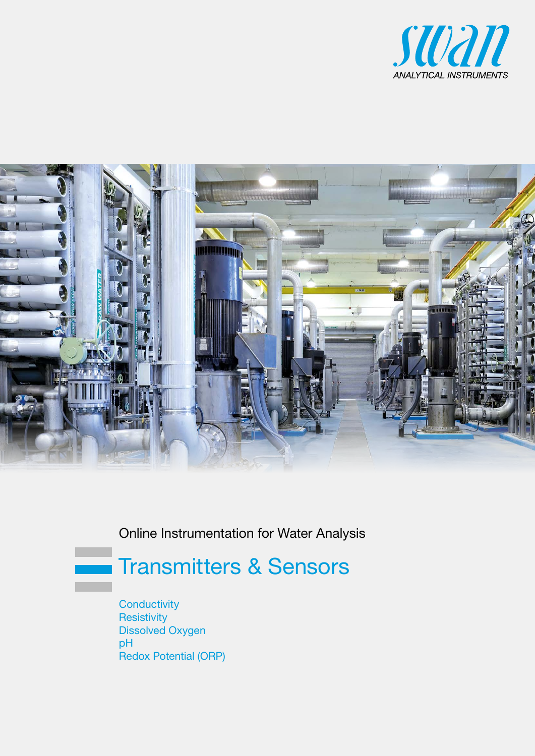swan

ANALYTICAL INSTRUMENTS

Online Instrumentation for Water Analysis

# Transmitters & Sensors

Conductivity
Resistivity
Dissolved Oxygen
pH
Redox Potential (ORP)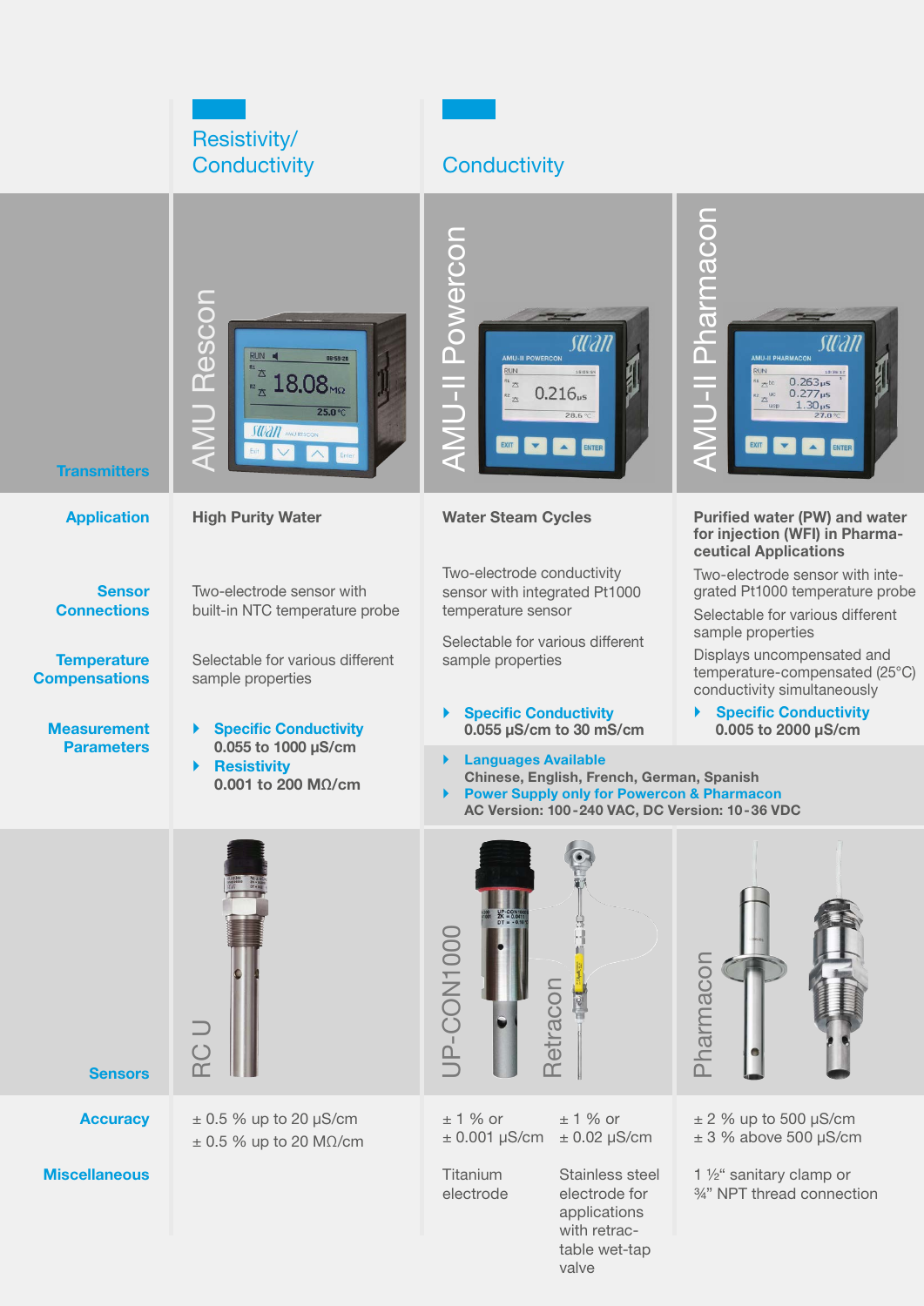| | Resistivity/ Conductivity | Conductivity | |
|---|---|---|---|
| **Transmitters** | AMU Rescon | AMU-II Powercon | AMU-II Pharmacon |
| **Application** | **High Purity Water** | **Water Steam Cycles** | **Purified water (PW) and water for injection (WFI) in Pharmaceutical Applications** |
| **Sensor Connections** | Two-electrode sensor with built-in NTC temperature probe | Two-electrode conductivity sensor with integrated Pt1000 temperature sensor | Two-electrode sensor with integrated Pt1000 temperature probe |
| **Temperature Compensations** | Selectable for various different sample properties | Selectable for various different sample properties | Selectable for various different sample properties<br>Displays uncompensated and temperature-compensated (25°C) conductivity simultaneously |
| **Measurement Parameters** | **Specific Conductivity** 0.055 to 1000 µS/cm<br>**Resistivity** 0.001 to 200 MΩ/cm | **Specific Conductivity** 0.055 µS/cm to 30 mS/cm | **Specific Conductivity** 0.005 to 2000 µS/cm |
| | | **Languages Available** Chinese, English, French, German, Spanish<br>**Power Supply only for Powercon & Pharmacon** AC Version: 100-240 VAC, DC Version: 10-36 VDC | |

| **Sensors** | RC U | UP-CON1000 | Retracon | Pharmacon |
|---|---|---|---|---|
| **Accuracy** | ± 0.5 % up to 20 µS/cm<br>± 0.5 % up to 20 MΩ/cm | ± 1 % or<br>± 0.001 µS/cm | ± 1 % or<br>± 0.02 µS/cm | ± 2 % up to 500 µS/cm<br>± 3 % above 500 µS/cm |
| **Miscellaneous** | | Titanium electrode | Stainless steel electrode for applications with retractable wet-tap valve | 1 ½“ sanitary clamp or ¾” NPT thread connection |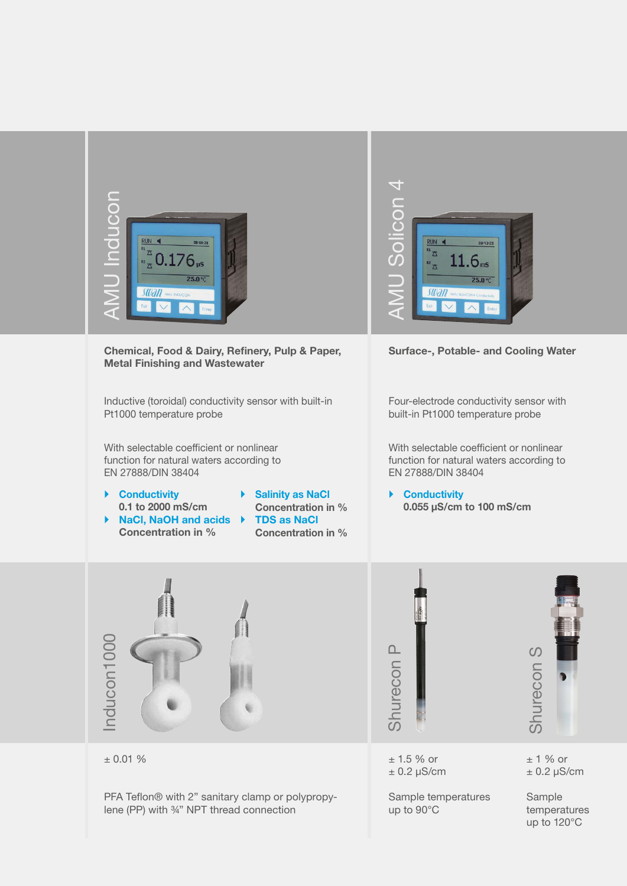## AMU Inducon

**Chemical, Food & Dairy, Refinery, Pulp & Paper, Metal Finishing and Wastewater**

Inductive (toroidal) conductivity sensor with built-in Pt1000 temperature probe

With selectable coefficient or nonlinear function for natural waters according to EN 27888/DIN 38404

- **Conductivity**
  **0.1 to 2000 mS/cm**
- **NaCl, NaOH and acids**
  **Concentration in %**
- **Salinity as NaCl**
  **Concentration in %**
- **TDS as NaCl**
  **Concentration in %**

### Inducon1000

± 0.01 %

PFA Teflon® with 2” sanitary clamp or polypropylene (PP) with ¾” NPT thread connection

## AMU Solicon 4

**Surface-, Potable- and Cooling Water**

Four-electrode conductivity sensor with built-in Pt1000 temperature probe

With selectable coefficient or nonlinear function for natural waters according to EN 27888/DIN 38404

- **Conductivity**
  **0.055 µS/cm to 100 mS/cm**

### Shurecon P

± 1.5 % or
± 0.2 µS/cm

Sample temperatures up to 90°C

### Shurecon S

± 1 % or
± 0.2 µS/cm

Sample temperatures up to 120°C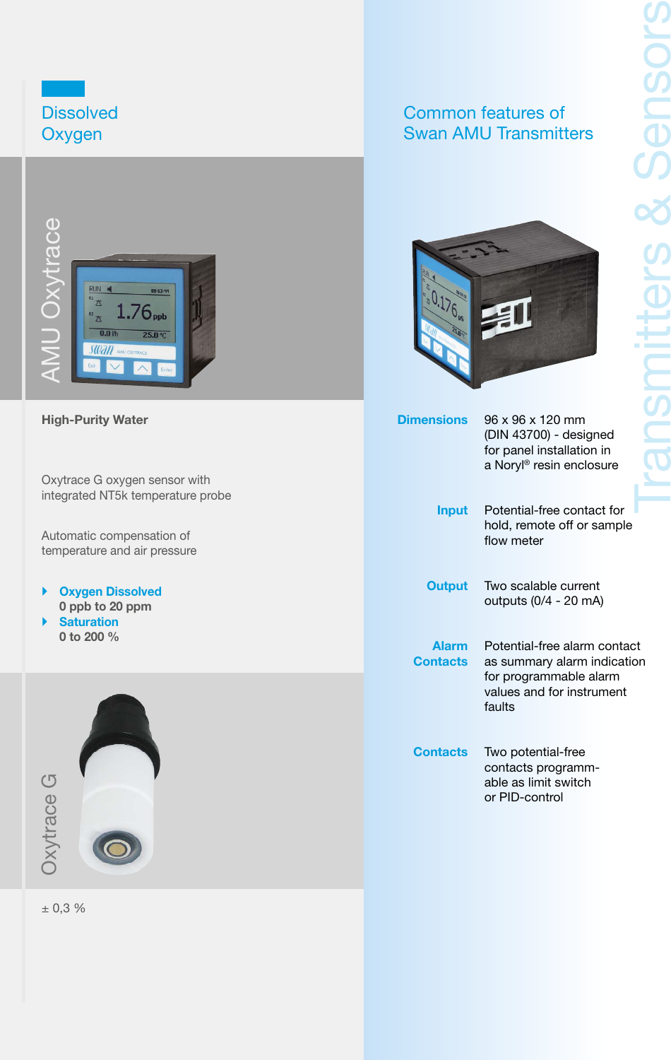# Dissolved Oxygen

## AMU Oxytrace

**High-Purity Water**

Oxytrace G oxygen sensor with integrated NT5k temperature probe

Automatic compensation of temperature and air pressure

- **Oxygen Dissolved**
  **0 ppb to 20 ppm**
- **Saturation**
  **0 to 200 %**

## Oxytrace G

± 0,3 %

# Common features of Swan AMU Transmitters

| | |
|---|---|
| **Dimensions** | 96 x 96 x 120 mm (DIN 43700) - designed for panel installation in a Noryl® resin enclosure |
| **Input** | Potential-free contact for hold, remote off or sample flow meter |
| **Output** | Two scalable current outputs (0/4 - 20 mA) |
| **Alarm Contacts** | Potential-free alarm contact as summary alarm indication for programmable alarm values and for instrument faults |
| **Contacts** | Two potential-free contacts programmable as limit switch or PID-control |

Transmitters & Sensors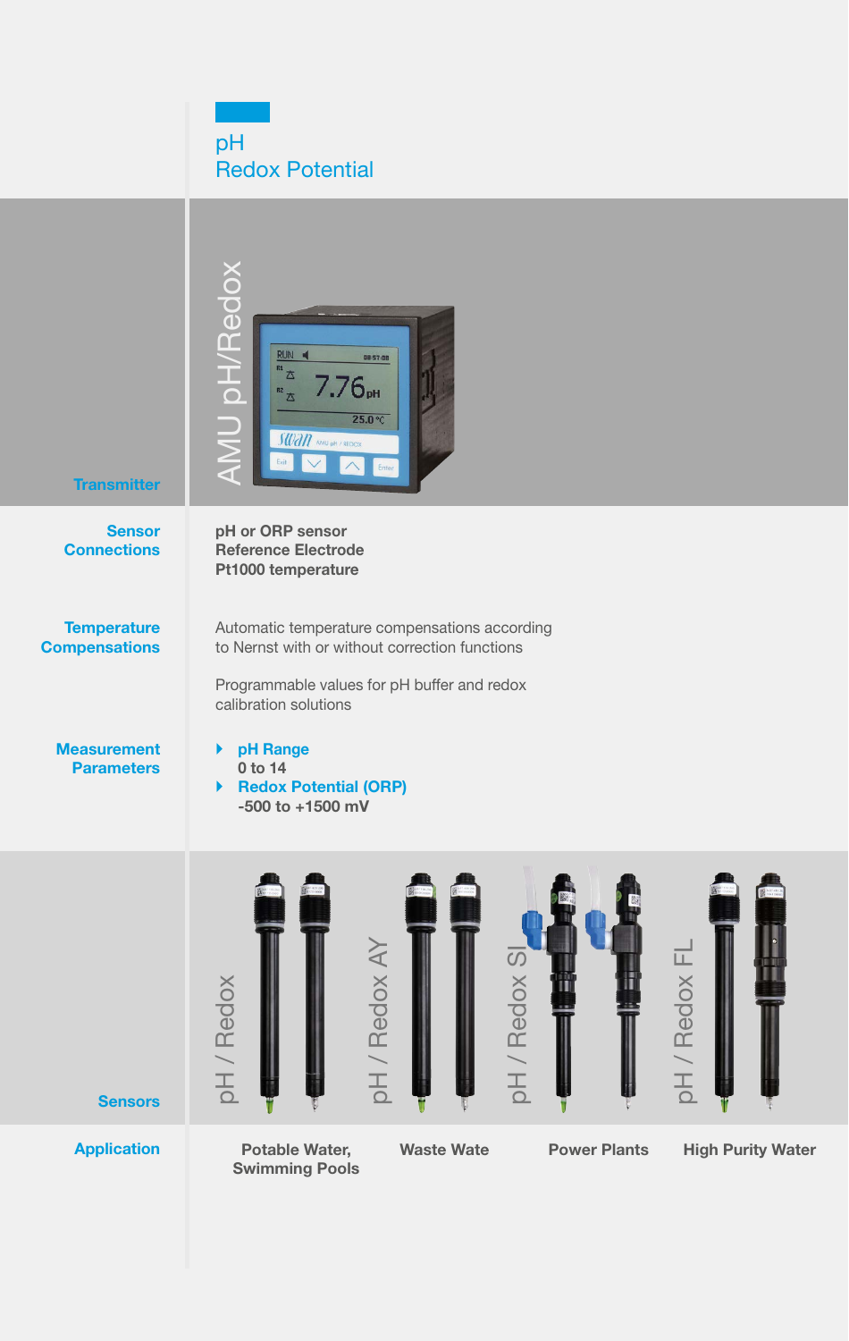# pH
# Redox Potential

**Transmitter**

AMU pH/Redox

**Sensor Connections**

**pH or ORP sensor**
**Reference Electrode**
**Pt1000 temperature**

**Temperature Compensations**

Automatic temperature compensations according to Nernst with or without correction functions

Programmable values for pH buffer and redox calibration solutions

**Measurement Parameters**

- **pH Range**
  **0 to 14**
- **Redox Potential (ORP)**
  **-500 to +1500 mV**

**Sensors**

| pH / Redox | pH / Redox AY | pH / Redox SI | pH / Redox FL |
|---|---|---|---|
| **Potable Water, Swimming Pools** | **Waste Wate** | **Power Plants** | **High Purity Water** |

**Application**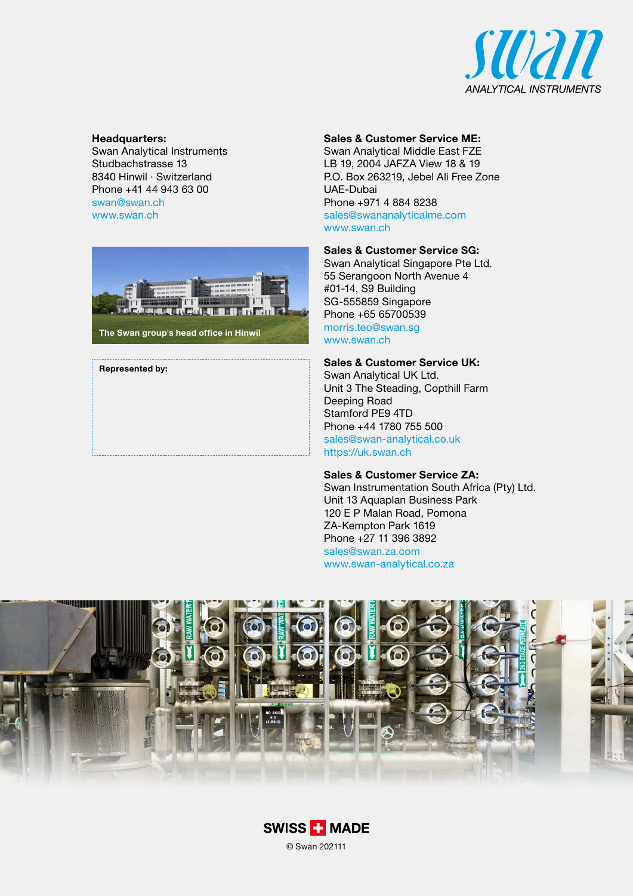swan

ANALYTICAL INSTRUMENTS

**Headquarters:**
Swan Analytical Instruments
Studbachstrasse 13
8340 Hinwil · Switzerland
Phone +41 44 943 63 00
swan@swan.ch
www.swan.ch

The Swan group's head office in Hinwil

**Represented by:**

**Sales & Customer Service ME:**
Swan Analytical Middle East FZE
LB 19, 2004 JAFZA View 18 & 19
P.O. Box 263219, Jebel Ali Free Zone
UAE-Dubai
Phone +971 4 884 8238
sales@swananalyticalme.com
www.swan.ch

**Sales & Customer Service SG:**
Swan Analytical Singapore Pte Ltd.
55 Serangoon North Avenue 4
#01-14, S9 Building
SG-555859 Singapore
Phone +65 65700539
morris.teo@swan.sg
www.swan.ch

**Sales & Customer Service UK:**
Swan Analytical UK Ltd.
Unit 3 The Steading, Copthill Farm
Deeping Road
Stamford PE9 4TD
Phone +44 1780 755 500
sales@swan-analytical.co.uk
https://uk.swan.ch

**Sales & Customer Service ZA:**
Swan Instrumentation South Africa (Pty) Ltd.
Unit 13 Aquaplan Business Park
120 E P Malan Road, Pomona
ZA-Kempton Park 1619
Phone +27 11 396 3892
sales@swan.za.com
www.swan-analytical.co.za

SWISS MADE

© Swan 202111